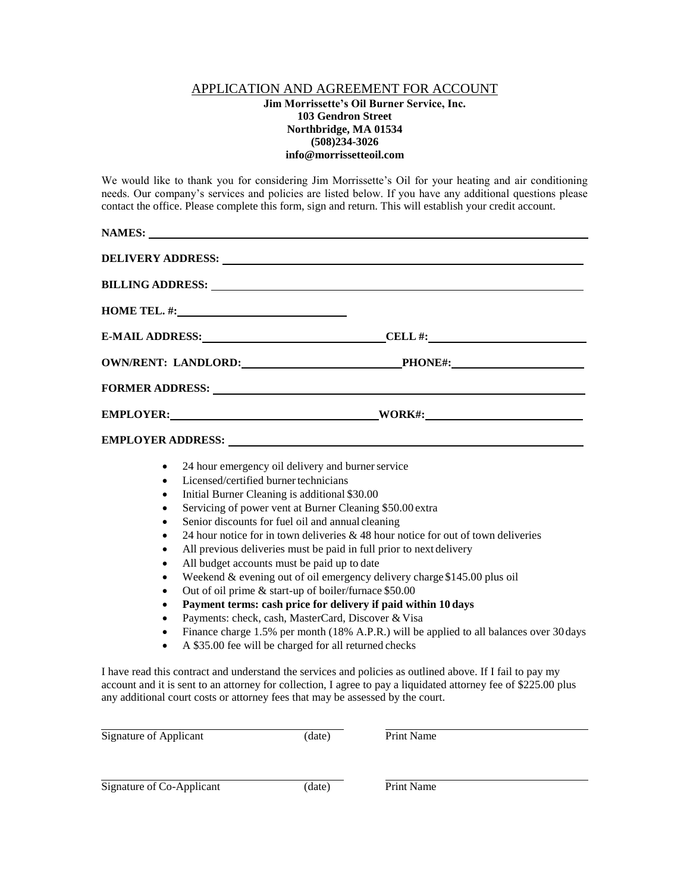# APPLICATION AND AGREEMENT FOR ACCOUNT

**Jim Morrissette's Oil Burner Service, Inc.**
**103 Gendron Street**
**Northbridge, MA 01534**
**(508)234-3026**
**info@morrissetteoil.com**

We would like to thank you for considering Jim Morrissette's Oil for your heating and air conditioning needs. Our company's services and policies are listed below. If you have any additional questions please contact the office. Please complete this form, sign and return. This will establish your credit account.

**NAMES:** \_\_\_\_\_\_\_\_\_\_\_\_\_\_\_\_\_\_\_\_\_\_\_\_\_\_\_\_\_\_\_\_\_\_\_\_\_\_\_\_

**DELIVERY ADDRESS:** \_\_\_\_\_\_\_\_\_\_\_\_\_\_\_\_\_\_\_\_\_\_\_\_\_\_\_\_\_\_\_\_\_\_\_\_\_\_\_\_

**BILLING ADDRESS:** \_\_\_\_\_\_\_\_\_\_\_\_\_\_\_\_\_\_\_\_\_\_\_\_\_\_\_\_\_\_\_\_\_\_\_\_\_\_\_\_

**HOME TEL. #:** \_\_\_\_\_\_\_\_\_\_\_\_\_\_\_\_\_\_\_\_

**E-MAIL ADDRESS:** \_\_\_\_\_\_\_\_\_\_\_\_\_\_\_\_\_\_\_\_ **CELL #:** \_\_\_\_\_\_\_\_\_\_\_\_\_\_\_\_\_\_\_\_

**OWN/RENT: LANDLORD:** \_\_\_\_\_\_\_\_\_\_\_\_\_\_\_\_\_\_\_\_ **PHONE#:** \_\_\_\_\_\_\_\_\_\_\_\_\_\_\_\_\_\_\_\_

**FORMER ADDRESS:** \_\_\_\_\_\_\_\_\_\_\_\_\_\_\_\_\_\_\_\_\_\_\_\_\_\_\_\_\_\_\_\_\_\_\_\_\_\_\_\_

**EMPLOYER:** \_\_\_\_\_\_\_\_\_\_\_\_\_\_\_\_\_\_\_\_ **WORK#:** \_\_\_\_\_\_\_\_\_\_\_\_\_\_\_\_\_\_\_\_

**EMPLOYER ADDRESS:** \_\_\_\_\_\_\_\_\_\_\_\_\_\_\_\_\_\_\_\_\_\_\_\_\_\_\_\_\_\_\_\_\_\_\_\_\_\_\_\_

- 24 hour emergency oil delivery and burner service
- Licensed/certified burner technicians
- Initial Burner Cleaning is additional $30.00
- Servicing of power vent at Burner Cleaning $50.00 extra
- Senior discounts for fuel oil and annual cleaning
- 24 hour notice for in town deliveries & 48 hour notice for out of town deliveries
- All previous deliveries must be paid in full prior to next delivery
- All budget accounts must be paid up to date
- Weekend & evening out of oil emergency delivery charge $145.00 plus oil
- Out of oil prime & start-up of boiler/furnace $50.00
- **Payment terms: cash price for delivery if paid within 10 days**
- Payments: check, cash, MasterCard, Discover & Visa
- Finance charge 1.5% per month (18% A.P.R.) will be applied to all balances over 30 days
- A $35.00 fee will be charged for all returned checks

I have read this contract and understand the services and policies as outlined above. If I fail to pay my account and it is sent to an attorney for collection, I agree to pay a liquidated attorney fee of $225.00 plus any additional court costs or attorney fees that may be assessed by the court.

\_\_\_\_\_\_\_\_\_\_\_\_\_\_\_\_\_\_\_\_\_\_\_\_\_\_\_\_ \_\_\_\_\_\_\_\_\_\_\_\_\_\_\_\_\_\_\_\_
Signature of Applicant (date) Print Name

\_\_\_\_\_\_\_\_\_\_\_\_\_\_\_\_\_\_\_\_\_\_\_\_\_\_\_\_ \_\_\_\_\_\_\_\_\_\_\_\_\_\_\_\_\_\_\_\_
Signature of Co-Applicant (date) Print Name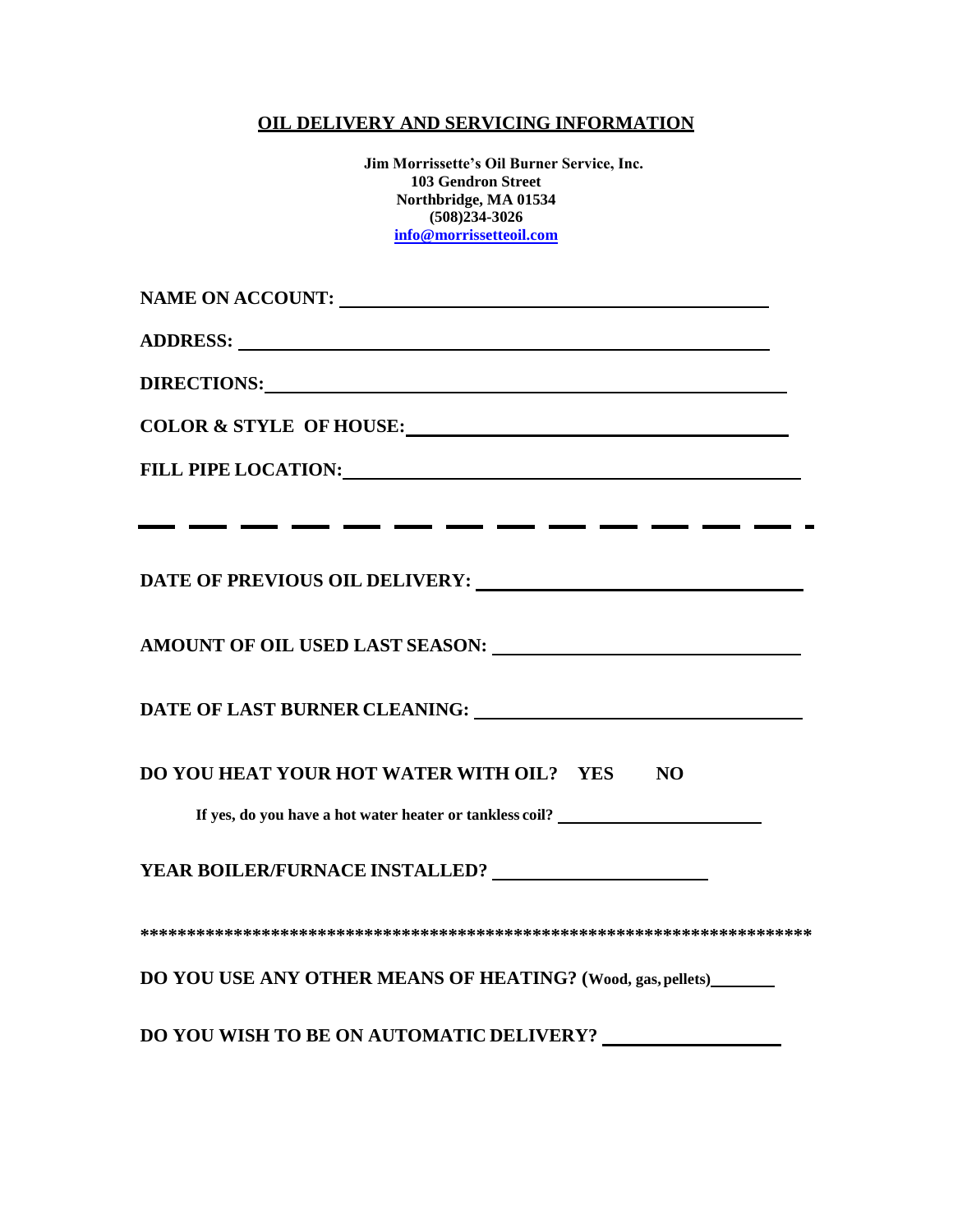# OIL DELIVERY AND SERVICING INFORMATION

**Jim Morrissette's Oil Burner Service, Inc.**
**103 Gendron Street**
**Northbridge, MA 01534**
**(508)234-3026**
**[info@morrissetteoil.com](mailto:info@morrissetteoil.com)**

**NAME ON ACCOUNT:** ______________________________________________

**ADDRESS:** ______________________________________________

**DIRECTIONS:** ______________________________________________

**COLOR & STYLE OF HOUSE:** ______________________________________________

**FILL PIPE LOCATION:** ______________________________________________

— — — — — — — — — — — — — —

**DATE OF PREVIOUS OIL DELIVERY:** ______________________________

**AMOUNT OF OIL USED LAST SEASON:** ______________________________

**DATE OF LAST BURNER CLEANING:** ______________________________

**DO YOU HEAT YOUR HOT WATER WITH OIL? YES NO**

**If yes, do you have a hot water heater or tankless coil?** ______________________

**YEAR BOILER/FURNACE INSTALLED?** ______________________

***************************************************************************

**DO YOU USE ANY OTHER MEANS OF HEATING? (Wood, gas, pellets)** ________

**DO YOU WISH TO BE ON AUTOMATIC DELIVERY?** __________________